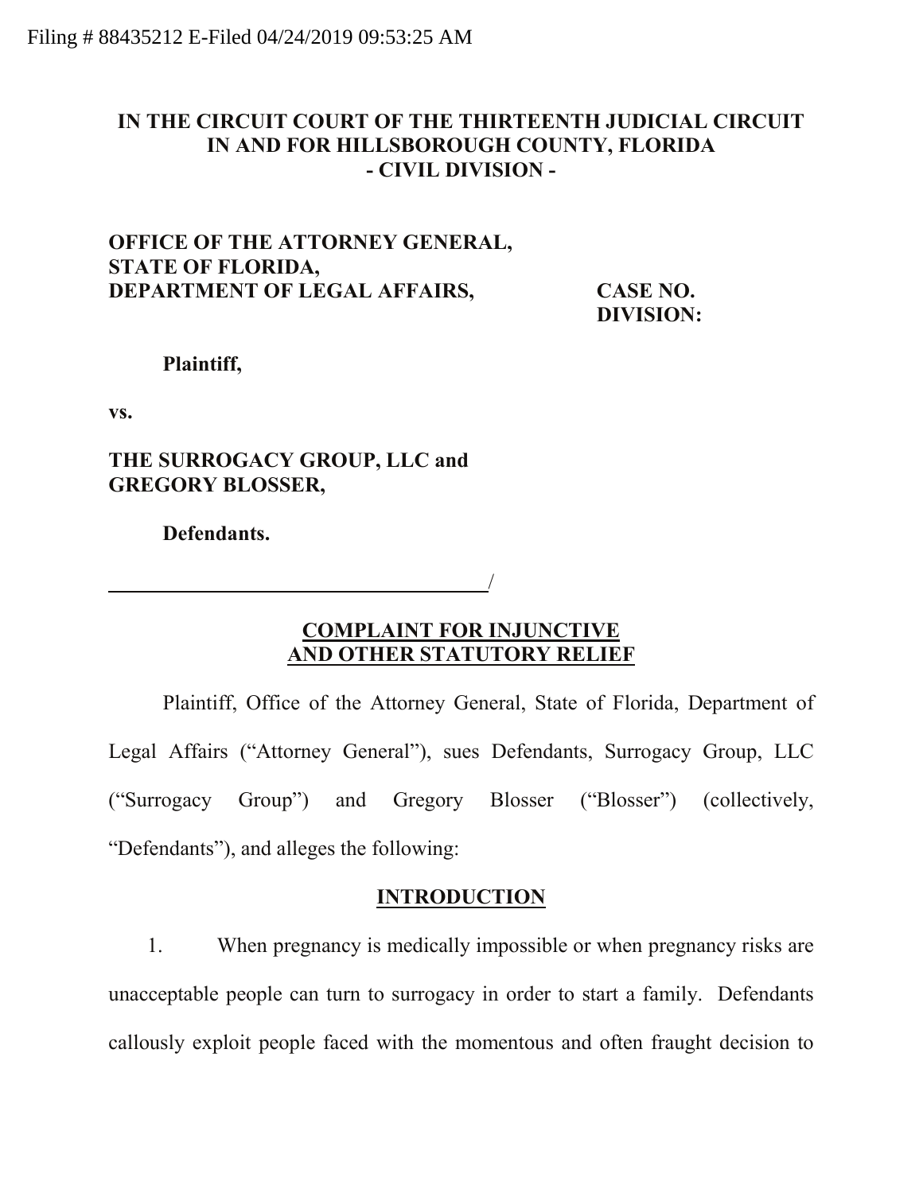Filing # 88435212 E-Filed 04/24/2019 09:53:25 AM

**IN THE CIRCUIT COURT OF THE THIRTEENTH JUDICIAL CIRCUIT IN AND FOR HILLSBOROUGH COUNTY, FLORIDA**
**- CIVIL DIVISION -**

**OFFICE OF THE ATTORNEY GENERAL,**
**STATE OF FLORIDA,**
**DEPARTMENT OF LEGAL AFFAIRS,**

**CASE NO.**
**DIVISION:**

**Plaintiff,**

**vs.**

**THE SURROGACY GROUP, LLC and**
**GREGORY BLOSSER,**

**Defendants.**

_______________________________________/

## COMPLAINT FOR INJUNCTIVE AND OTHER STATUTORY RELIEF

Plaintiff, Office of the Attorney General, State of Florida, Department of Legal Affairs ("Attorney General"), sues Defendants, Surrogacy Group, LLC ("Surrogacy Group") and Gregory Blosser ("Blosser") (collectively, "Defendants"), and alleges the following:

## INTRODUCTION

1. When pregnancy is medically impossible or when pregnancy risks are unacceptable people can turn to surrogacy in order to start a family. Defendants callously exploit people faced with the momentous and often fraught decision to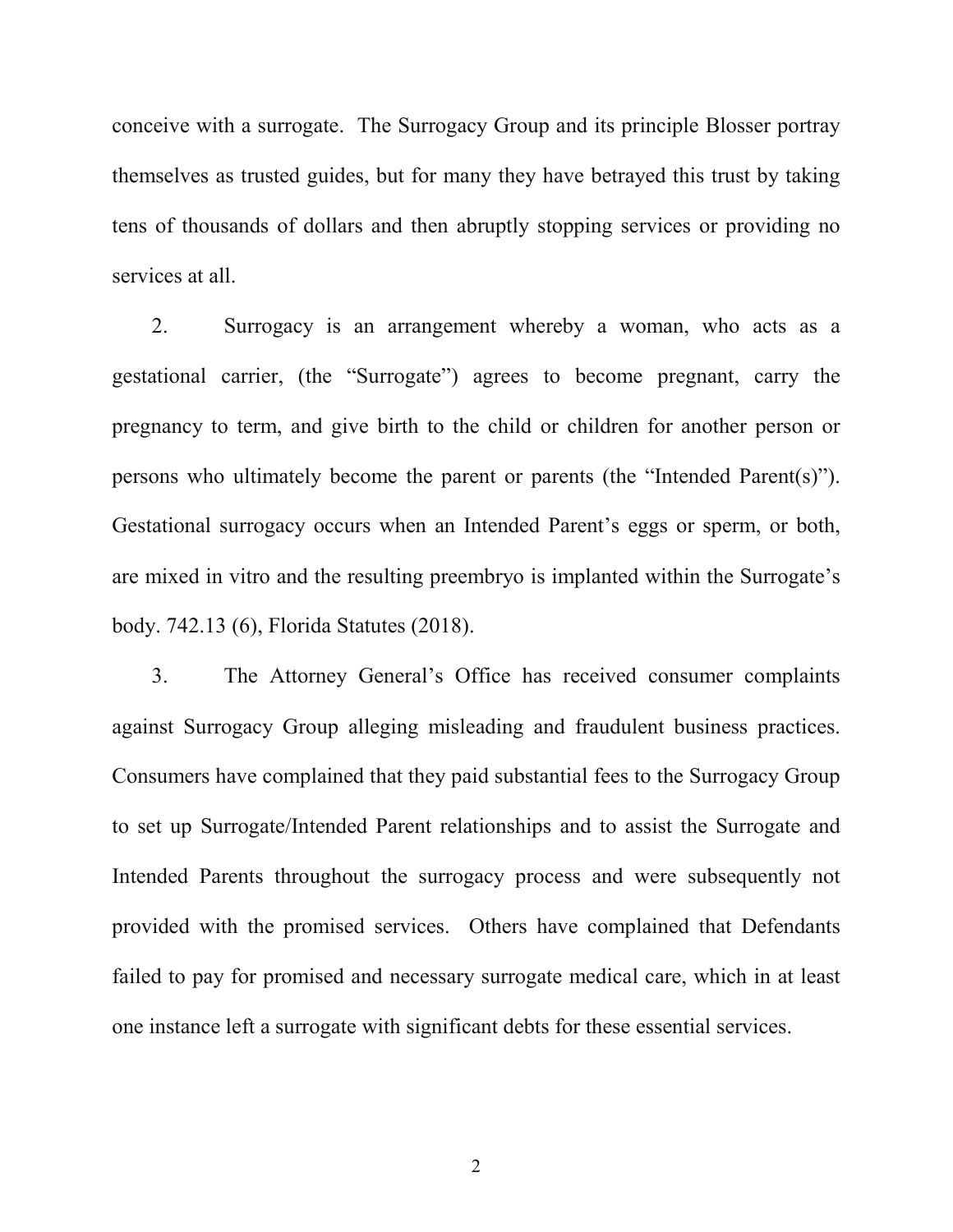conceive with a surrogate. The Surrogacy Group and its principle Blosser portray themselves as trusted guides, but for many they have betrayed this trust by taking tens of thousands of dollars and then abruptly stopping services or providing no services at all.

2. Surrogacy is an arrangement whereby a woman, who acts as a gestational carrier, (the "Surrogate") agrees to become pregnant, carry the pregnancy to term, and give birth to the child or children for another person or persons who ultimately become the parent or parents (the "Intended Parent(s)"). Gestational surrogacy occurs when an Intended Parent's eggs or sperm, or both, are mixed in vitro and the resulting preembryo is implanted within the Surrogate's body. 742.13 (6), Florida Statutes (2018).

3. The Attorney General's Office has received consumer complaints against Surrogacy Group alleging misleading and fraudulent business practices. Consumers have complained that they paid substantial fees to the Surrogacy Group to set up Surrogate/Intended Parent relationships and to assist the Surrogate and Intended Parents throughout the surrogacy process and were subsequently not provided with the promised services. Others have complained that Defendants failed to pay for promised and necessary surrogate medical care, which in at least one instance left a surrogate with significant debts for these essential services.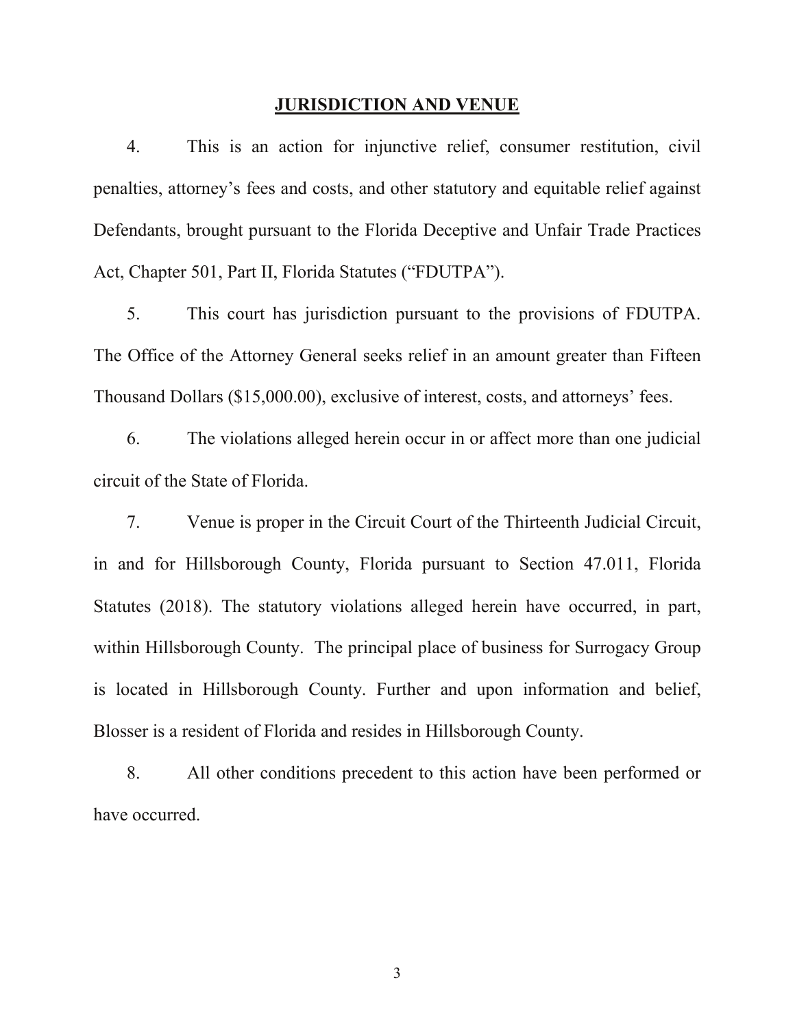## JURISDICTION AND VENUE

4. This is an action for injunctive relief, consumer restitution, civil penalties, attorney's fees and costs, and other statutory and equitable relief against Defendants, brought pursuant to the Florida Deceptive and Unfair Trade Practices Act, Chapter 501, Part II, Florida Statutes ("FDUTPA").

5. This court has jurisdiction pursuant to the provisions of FDUTPA. The Office of the Attorney General seeks relief in an amount greater than Fifteen Thousand Dollars ($15,000.00), exclusive of interest, costs, and attorneys' fees.

6. The violations alleged herein occur in or affect more than one judicial circuit of the State of Florida.

7. Venue is proper in the Circuit Court of the Thirteenth Judicial Circuit, in and for Hillsborough County, Florida pursuant to Section 47.011, Florida Statutes (2018). The statutory violations alleged herein have occurred, in part, within Hillsborough County. The principal place of business for Surrogacy Group is located in Hillsborough County. Further and upon information and belief, Blosser is a resident of Florida and resides in Hillsborough County.

8. All other conditions precedent to this action have been performed or have occurred.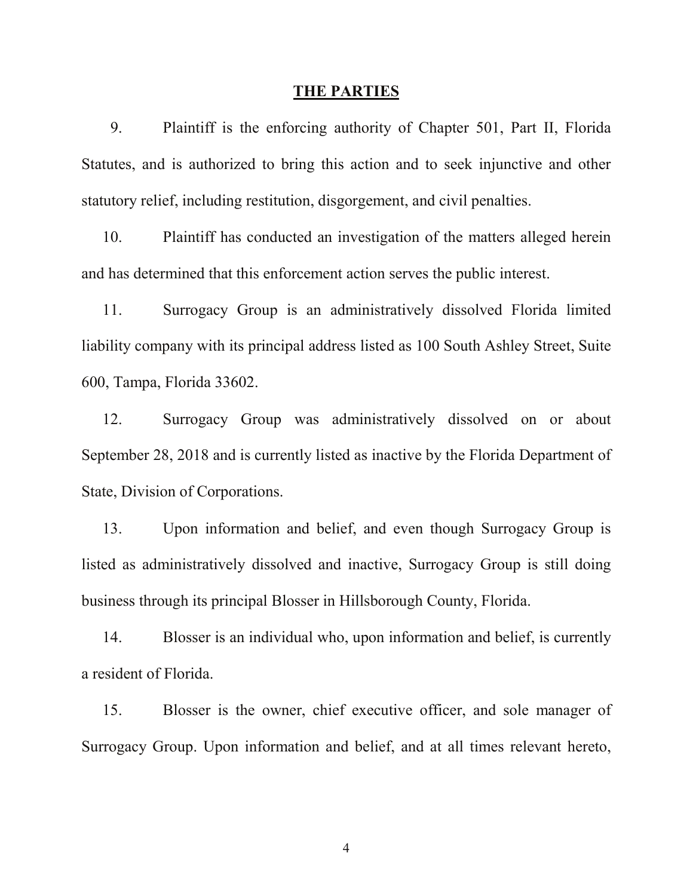## THE PARTIES

9. Plaintiff is the enforcing authority of Chapter 501, Part II, Florida Statutes, and is authorized to bring this action and to seek injunctive and other statutory relief, including restitution, disgorgement, and civil penalties.

10. Plaintiff has conducted an investigation of the matters alleged herein and has determined that this enforcement action serves the public interest.

11. Surrogacy Group is an administratively dissolved Florida limited liability company with its principal address listed as 100 South Ashley Street, Suite 600, Tampa, Florida 33602.

12. Surrogacy Group was administratively dissolved on or about September 28, 2018 and is currently listed as inactive by the Florida Department of State, Division of Corporations.

13. Upon information and belief, and even though Surrogacy Group is listed as administratively dissolved and inactive, Surrogacy Group is still doing business through its principal Blosser in Hillsborough County, Florida.

14. Blosser is an individual who, upon information and belief, is currently a resident of Florida.

15. Blosser is the owner, chief executive officer, and sole manager of Surrogacy Group. Upon information and belief, and at all times relevant hereto,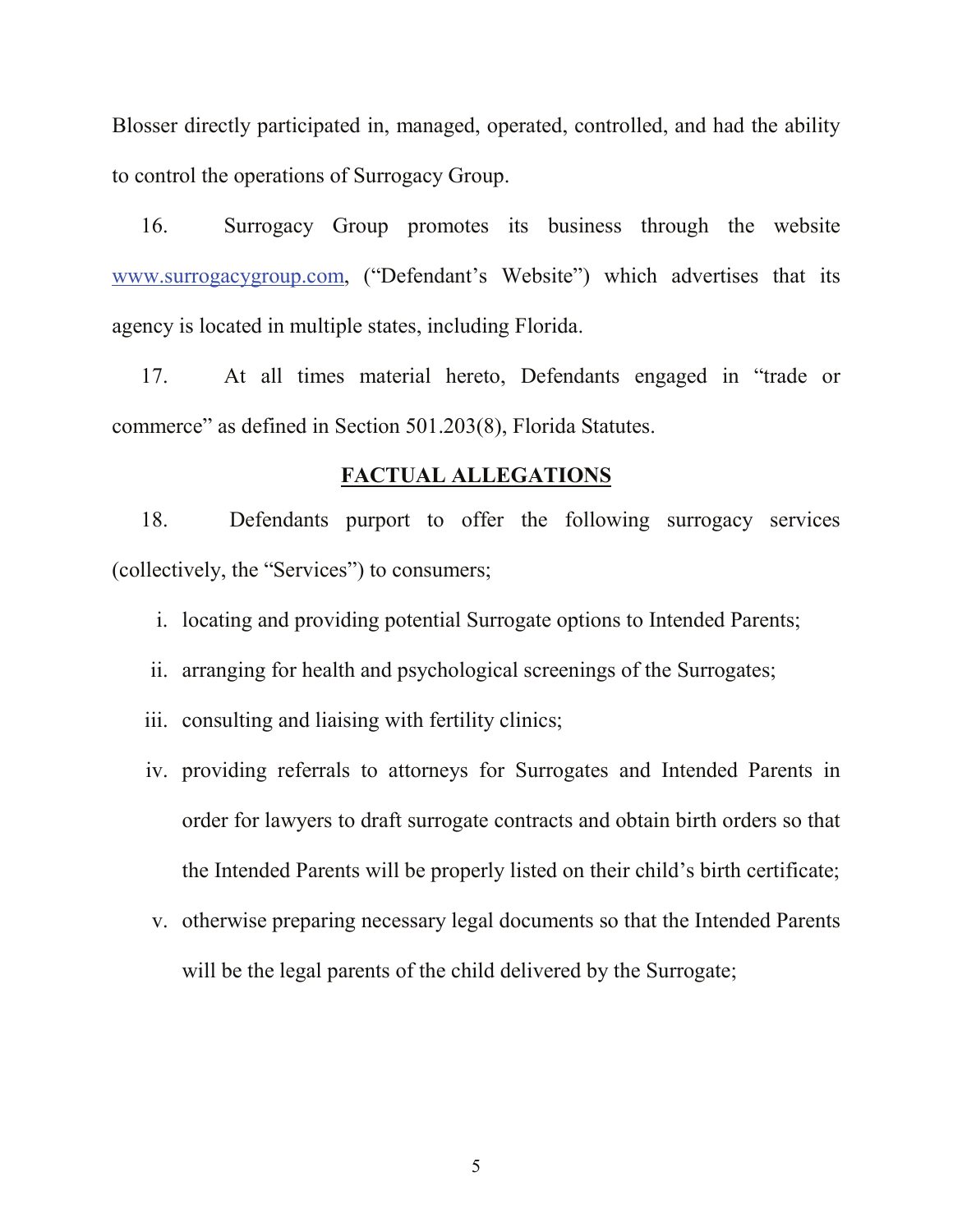Blosser directly participated in, managed, operated, controlled, and had the ability to control the operations of Surrogacy Group.

16. Surrogacy Group promotes its business through the website www.surrogacygroup.com, ("Defendant's Website") which advertises that its agency is located in multiple states, including Florida.

17. At all times material hereto, Defendants engaged in "trade or commerce" as defined in Section 501.203(8), Florida Statutes.

## FACTUAL ALLEGATIONS

18. Defendants purport to offer the following surrogacy services (collectively, the "Services") to consumers;

i. locating and providing potential Surrogate options to Intended Parents;

ii. arranging for health and psychological screenings of the Surrogates;

iii. consulting and liaising with fertility clinics;

iv. providing referrals to attorneys for Surrogates and Intended Parents in order for lawyers to draft surrogate contracts and obtain birth orders so that the Intended Parents will be properly listed on their child's birth certificate;

v. otherwise preparing necessary legal documents so that the Intended Parents will be the legal parents of the child delivered by the Surrogate;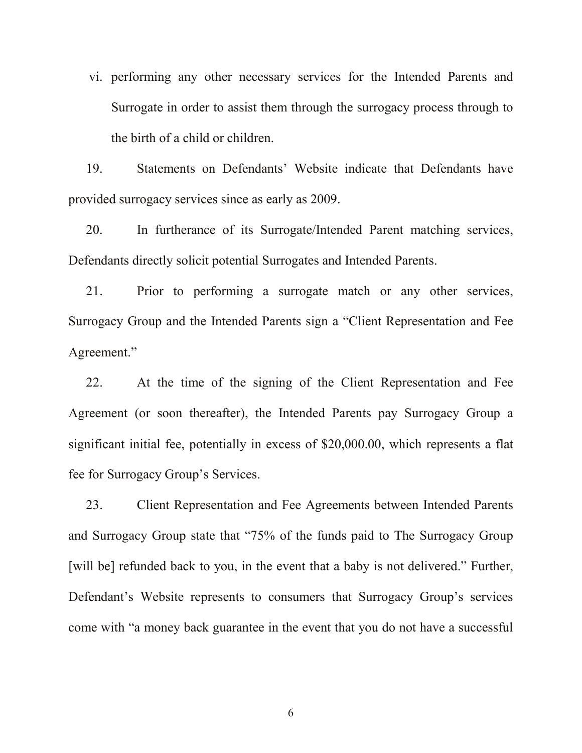vi. performing any other necessary services for the Intended Parents and Surrogate in order to assist them through the surrogacy process through to the birth of a child or children.

19. Statements on Defendants' Website indicate that Defendants have provided surrogacy services since as early as 2009.

20. In furtherance of its Surrogate/Intended Parent matching services, Defendants directly solicit potential Surrogates and Intended Parents.

21. Prior to performing a surrogate match or any other services, Surrogacy Group and the Intended Parents sign a "Client Representation and Fee Agreement."

22. At the time of the signing of the Client Representation and Fee Agreement (or soon thereafter), the Intended Parents pay Surrogacy Group a significant initial fee, potentially in excess of $20,000.00, which represents a flat fee for Surrogacy Group's Services.

23. Client Representation and Fee Agreements between Intended Parents and Surrogacy Group state that "75% of the funds paid to The Surrogacy Group [will be] refunded back to you, in the event that a baby is not delivered." Further, Defendant's Website represents to consumers that Surrogacy Group's services come with "a money back guarantee in the event that you do not have a successful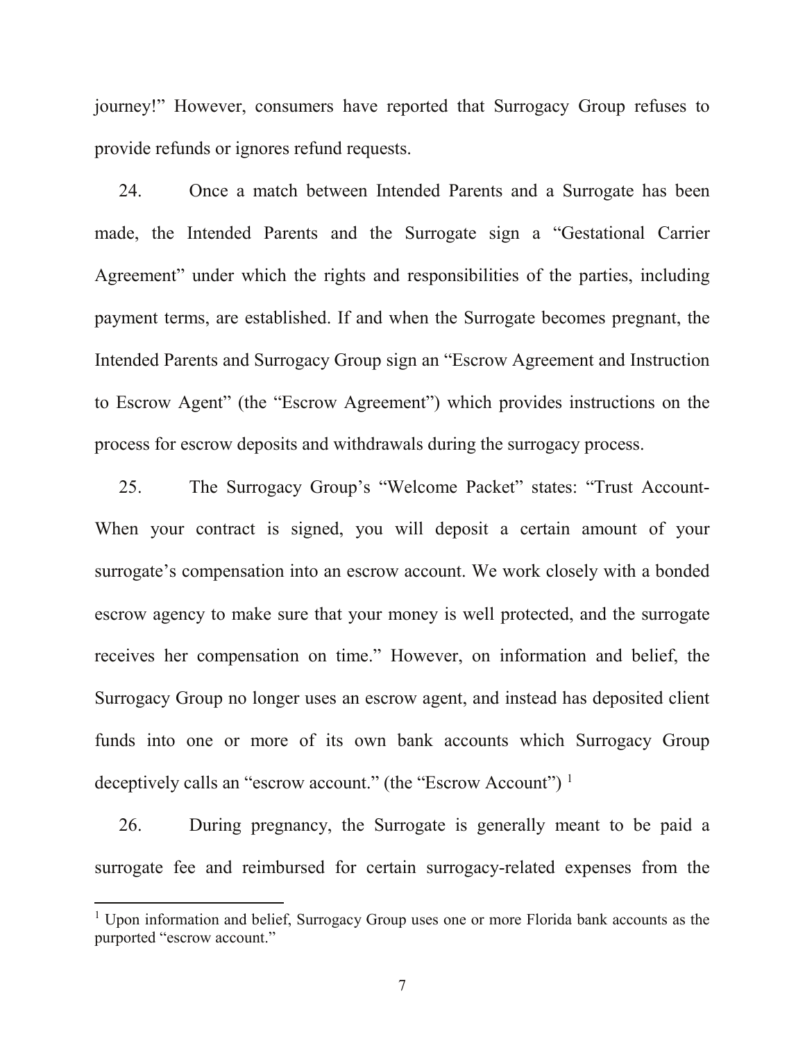journey!" However, consumers have reported that Surrogacy Group refuses to provide refunds or ignores refund requests.

24. Once a match between Intended Parents and a Surrogate has been made, the Intended Parents and the Surrogate sign a "Gestational Carrier Agreement" under which the rights and responsibilities of the parties, including payment terms, are established. If and when the Surrogate becomes pregnant, the Intended Parents and Surrogacy Group sign an "Escrow Agreement and Instruction to Escrow Agent" (the "Escrow Agreement") which provides instructions on the process for escrow deposits and withdrawals during the surrogacy process.

25. The Surrogacy Group's "Welcome Packet" states: "Trust Account- When your contract is signed, you will deposit a certain amount of your surrogate's compensation into an escrow account. We work closely with a bonded escrow agency to make sure that your money is well protected, and the surrogate receives her compensation on time." However, on information and belief, the Surrogacy Group no longer uses an escrow agent, and instead has deposited client funds into one or more of its own bank accounts which Surrogacy Group deceptively calls an "escrow account." (the "Escrow Account") [1]

26. During pregnancy, the Surrogate is generally meant to be paid a surrogate fee and reimbursed for certain surrogacy-related expenses from the

[1] Upon information and belief, Surrogacy Group uses one or more Florida bank accounts as the purported "escrow account."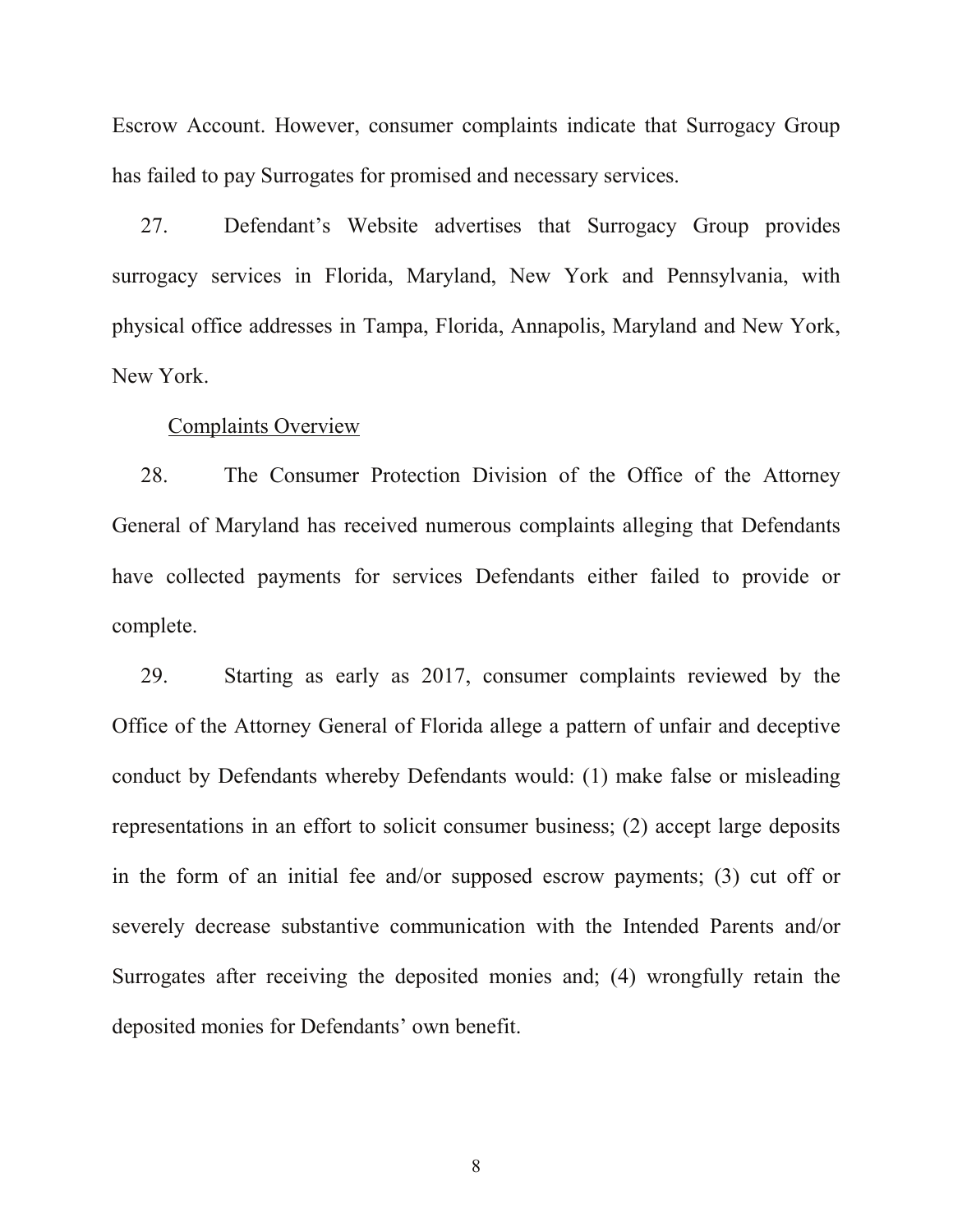Escrow Account. However, consumer complaints indicate that Surrogacy Group has failed to pay Surrogates for promised and necessary services.

27. Defendant's Website advertises that Surrogacy Group provides surrogacy services in Florida, Maryland, New York and Pennsylvania, with physical office addresses in Tampa, Florida, Annapolis, Maryland and New York, New York.

<u>Complaints Overview</u>

28. The Consumer Protection Division of the Office of the Attorney General of Maryland has received numerous complaints alleging that Defendants have collected payments for services Defendants either failed to provide or complete.

29. Starting as early as 2017, consumer complaints reviewed by the Office of the Attorney General of Florida allege a pattern of unfair and deceptive conduct by Defendants whereby Defendants would: (1) make false or misleading representations in an effort to solicit consumer business; (2) accept large deposits in the form of an initial fee and/or supposed escrow payments; (3) cut off or severely decrease substantive communication with the Intended Parents and/or Surrogates after receiving the deposited monies and; (4) wrongfully retain the deposited monies for Defendants' own benefit.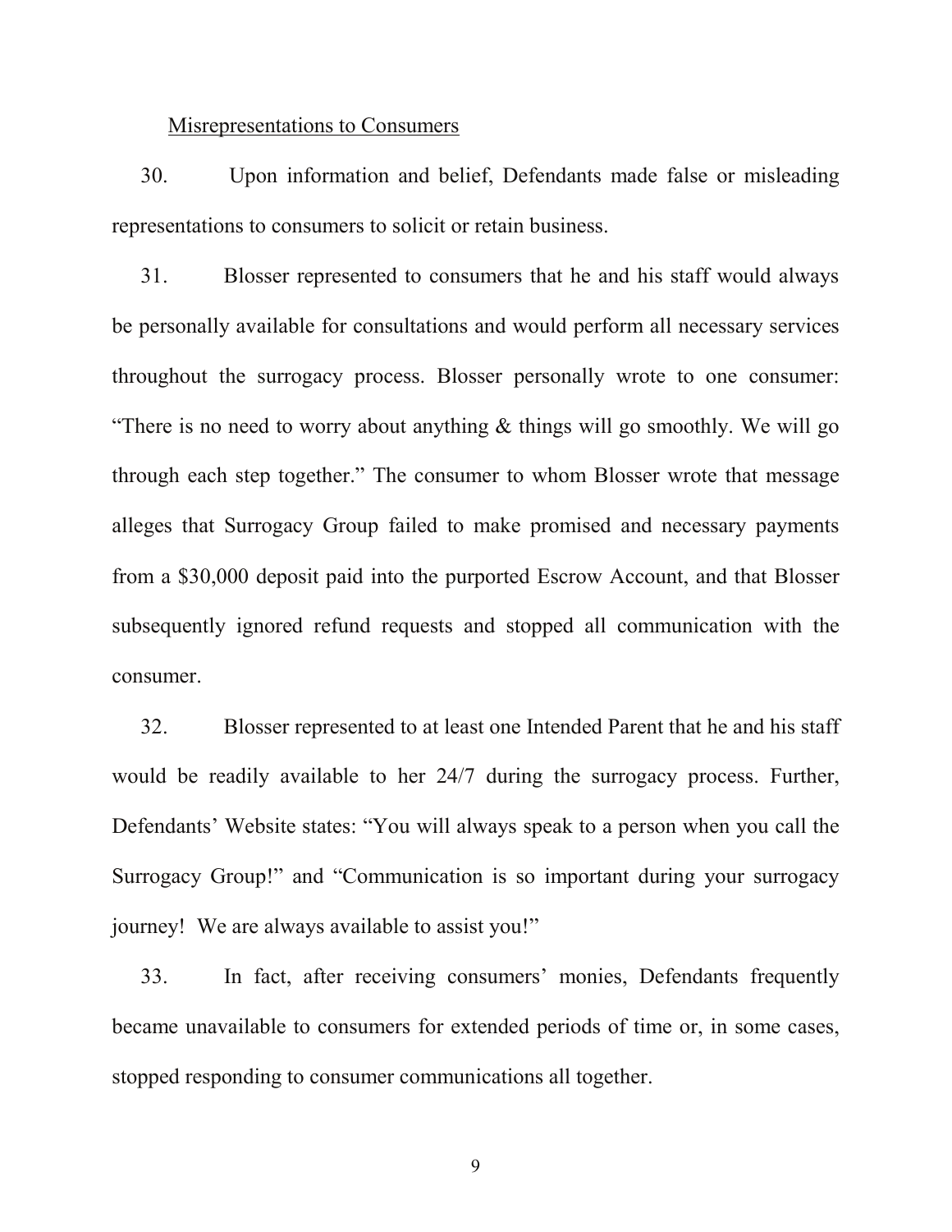<u>Misrepresentations to Consumers</u>

30. Upon information and belief, Defendants made false or misleading representations to consumers to solicit or retain business.

31. Blosser represented to consumers that he and his staff would always be personally available for consultations and would perform all necessary services throughout the surrogacy process. Blosser personally wrote to one consumer: "There is no need to worry about anything & things will go smoothly. We will go through each step together." The consumer to whom Blosser wrote that message alleges that Surrogacy Group failed to make promised and necessary payments from a $30,000 deposit paid into the purported Escrow Account, and that Blosser subsequently ignored refund requests and stopped all communication with the consumer.

32. Blosser represented to at least one Intended Parent that he and his staff would be readily available to her 24/7 during the surrogacy process. Further, Defendants' Website states: "You will always speak to a person when you call the Surrogacy Group!" and "Communication is so important during your surrogacy journey! We are always available to assist you!"

33. In fact, after receiving consumers' monies, Defendants frequently became unavailable to consumers for extended periods of time or, in some cases, stopped responding to consumer communications all together.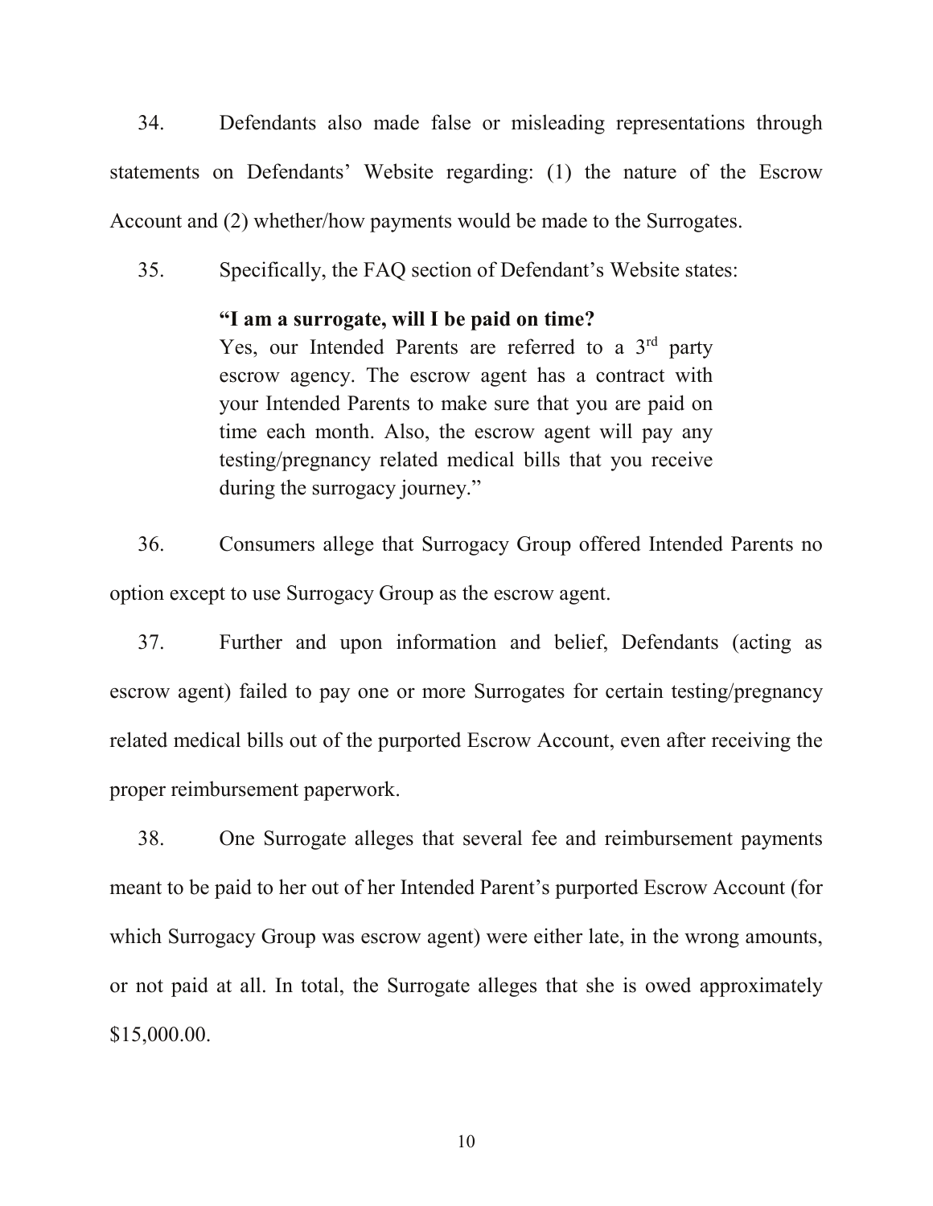34. Defendants also made false or misleading representations through statements on Defendants' Website regarding: (1) the nature of the Escrow Account and (2) whether/how payments would be made to the Surrogates.

35. Specifically, the FAQ section of Defendant's Website states:

> **"I am a surrogate, will I be paid on time?**
> Yes, our Intended Parents are referred to a 3rd party escrow agency. The escrow agent has a contract with your Intended Parents to make sure that you are paid on time each month. Also, the escrow agent will pay any testing/pregnancy related medical bills that you receive during the surrogacy journey."

36. Consumers allege that Surrogacy Group offered Intended Parents no option except to use Surrogacy Group as the escrow agent.

37. Further and upon information and belief, Defendants (acting as escrow agent) failed to pay one or more Surrogates for certain testing/pregnancy related medical bills out of the purported Escrow Account, even after receiving the proper reimbursement paperwork.

38. One Surrogate alleges that several fee and reimbursement payments meant to be paid to her out of her Intended Parent's purported Escrow Account (for which Surrogacy Group was escrow agent) were either late, in the wrong amounts, or not paid at all. In total, the Surrogate alleges that she is owed approximately $15,000.00.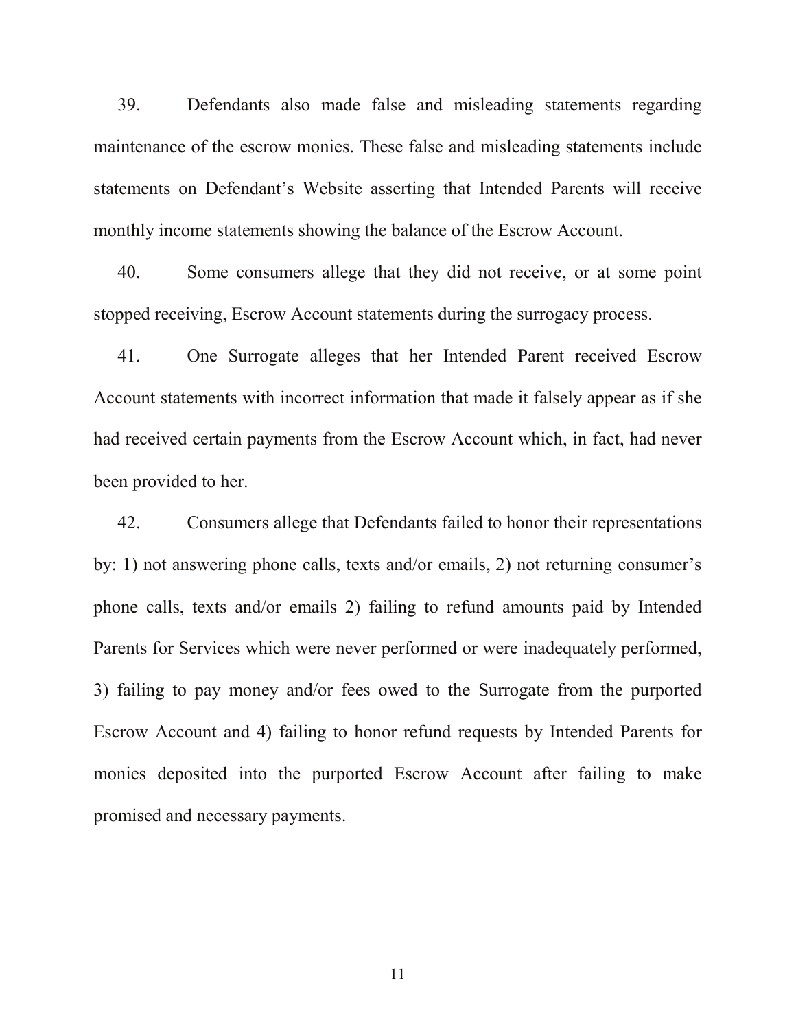39. Defendants also made false and misleading statements regarding maintenance of the escrow monies. These false and misleading statements include statements on Defendant's Website asserting that Intended Parents will receive monthly income statements showing the balance of the Escrow Account.

40. Some consumers allege that they did not receive, or at some point stopped receiving, Escrow Account statements during the surrogacy process.

41. One Surrogate alleges that her Intended Parent received Escrow Account statements with incorrect information that made it falsely appear as if she had received certain payments from the Escrow Account which, in fact, had never been provided to her.

42. Consumers allege that Defendants failed to honor their representations by: 1) not answering phone calls, texts and/or emails, 2) not returning consumer's phone calls, texts and/or emails 2) failing to refund amounts paid by Intended Parents for Services which were never performed or were inadequately performed, 3) failing to pay money and/or fees owed to the Surrogate from the purported Escrow Account and 4) failing to honor refund requests by Intended Parents for monies deposited into the purported Escrow Account after failing to make promised and necessary payments.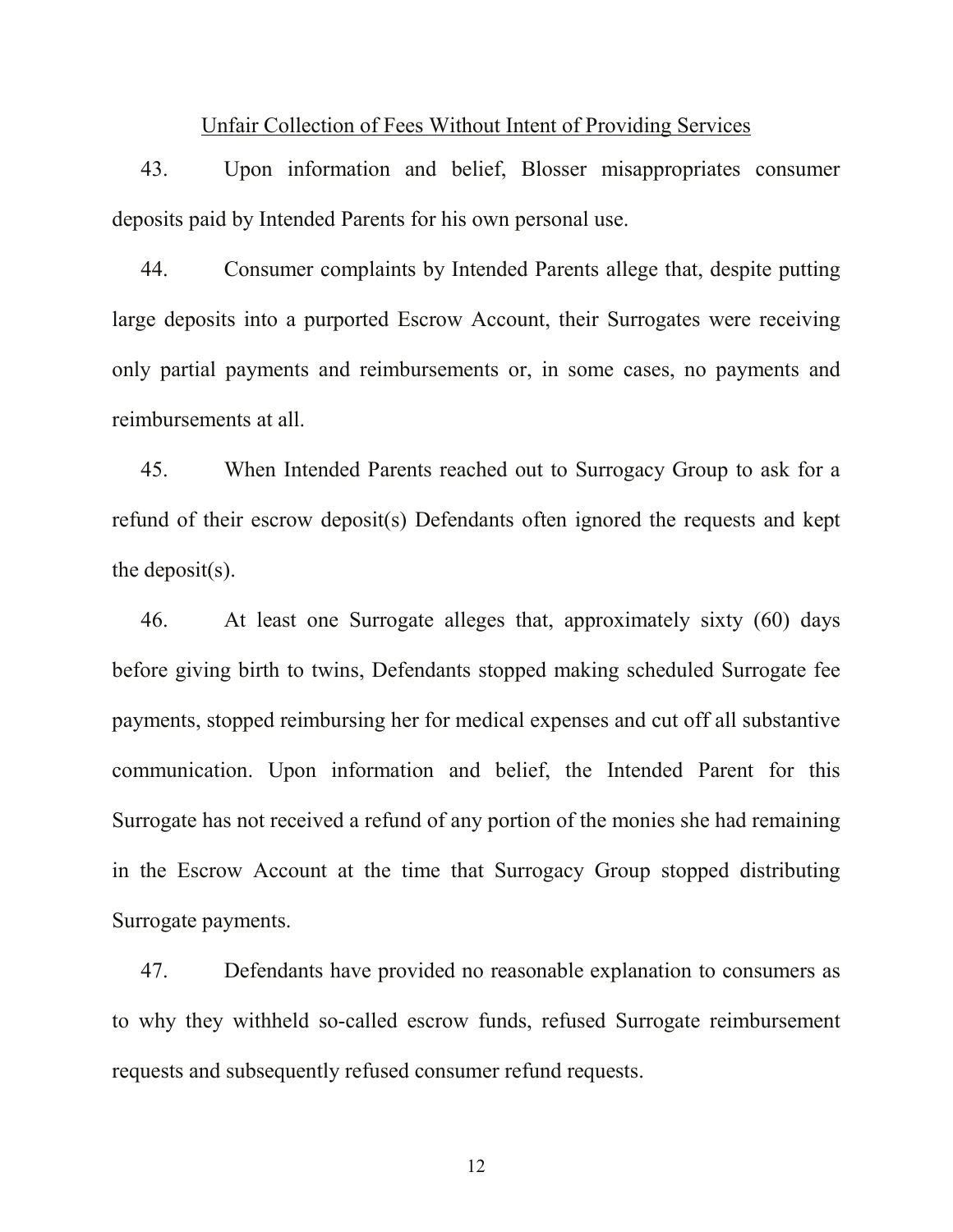<u>Unfair Collection of Fees Without Intent of Providing Services</u>

43. Upon information and belief, Blosser misappropriates consumer deposits paid by Intended Parents for his own personal use.

44. Consumer complaints by Intended Parents allege that, despite putting large deposits into a purported Escrow Account, their Surrogates were receiving only partial payments and reimbursements or, in some cases, no payments and reimbursements at all.

45. When Intended Parents reached out to Surrogacy Group to ask for a refund of their escrow deposit(s) Defendants often ignored the requests and kept the deposit(s).

46. At least one Surrogate alleges that, approximately sixty (60) days before giving birth to twins, Defendants stopped making scheduled Surrogate fee payments, stopped reimbursing her for medical expenses and cut off all substantive communication. Upon information and belief, the Intended Parent for this Surrogate has not received a refund of any portion of the monies she had remaining in the Escrow Account at the time that Surrogacy Group stopped distributing Surrogate payments.

47. Defendants have provided no reasonable explanation to consumers as to why they withheld so-called escrow funds, refused Surrogate reimbursement requests and subsequently refused consumer refund requests.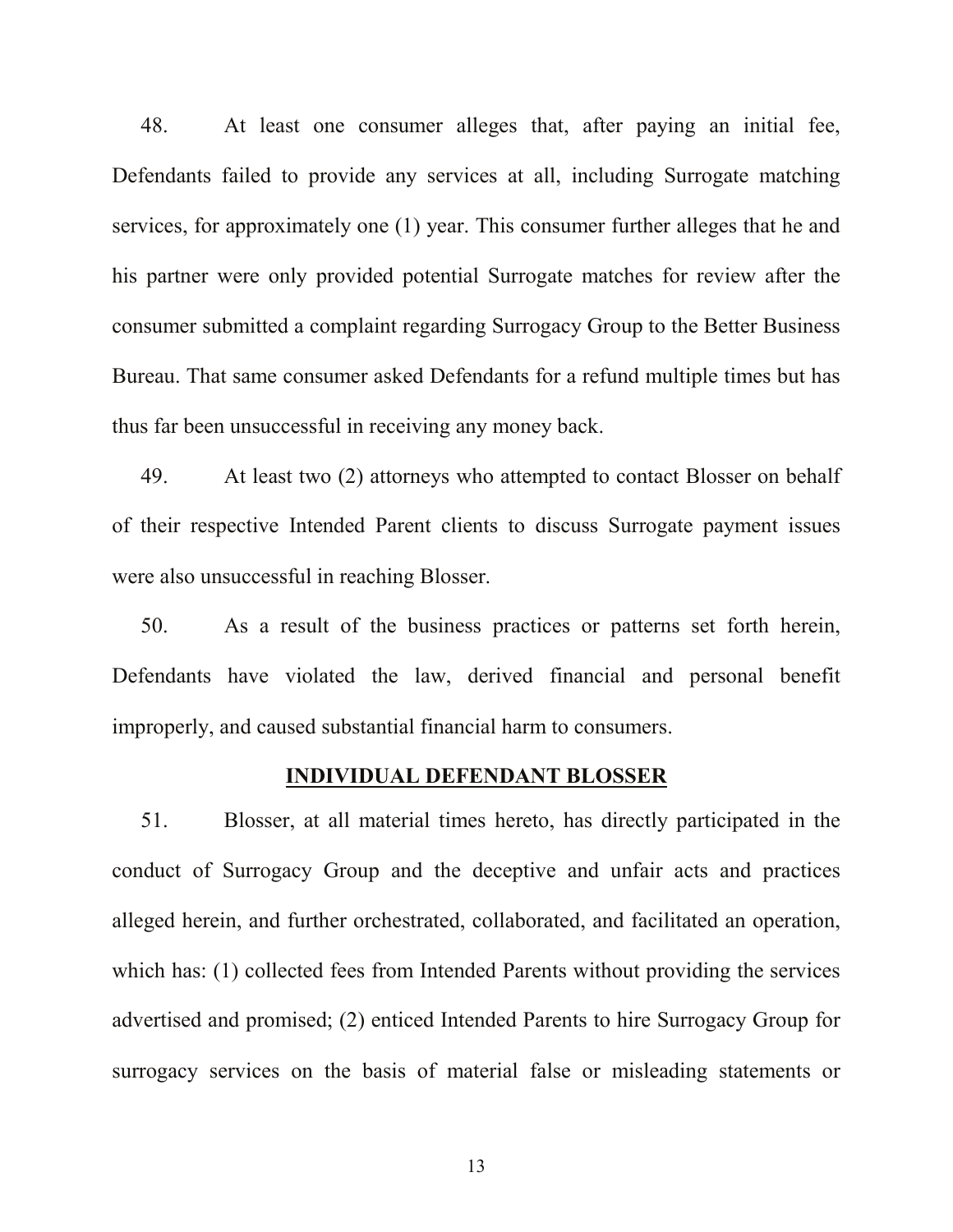48. At least one consumer alleges that, after paying an initial fee, Defendants failed to provide any services at all, including Surrogate matching services, for approximately one (1) year. This consumer further alleges that he and his partner were only provided potential Surrogate matches for review after the consumer submitted a complaint regarding Surrogacy Group to the Better Business Bureau. That same consumer asked Defendants for a refund multiple times but has thus far been unsuccessful in receiving any money back.

49. At least two (2) attorneys who attempted to contact Blosser on behalf of their respective Intended Parent clients to discuss Surrogate payment issues were also unsuccessful in reaching Blosser.

50. As a result of the business practices or patterns set forth herein, Defendants have violated the law, derived financial and personal benefit improperly, and caused substantial financial harm to consumers.

## INDIVIDUAL DEFENDANT BLOSSER

51. Blosser, at all material times hereto, has directly participated in the conduct of Surrogacy Group and the deceptive and unfair acts and practices alleged herein, and further orchestrated, collaborated, and facilitated an operation, which has: (1) collected fees from Intended Parents without providing the services advertised and promised; (2) enticed Intended Parents to hire Surrogacy Group for surrogacy services on the basis of material false or misleading statements or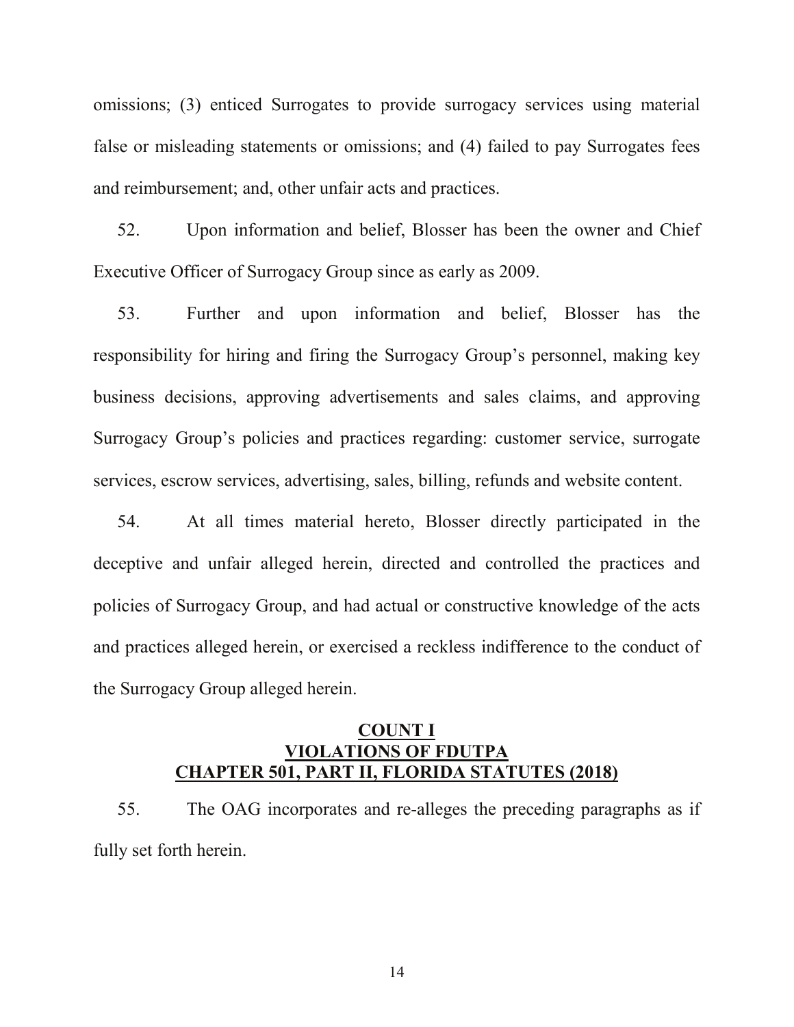omissions; (3) enticed Surrogates to provide surrogacy services using material false or misleading statements or omissions; and (4) failed to pay Surrogates fees and reimbursement; and, other unfair acts and practices.

52. Upon information and belief, Blosser has been the owner and Chief Executive Officer of Surrogacy Group since as early as 2009.

53. Further and upon information and belief, Blosser has the responsibility for hiring and firing the Surrogacy Group's personnel, making key business decisions, approving advertisements and sales claims, and approving Surrogacy Group's policies and practices regarding: customer service, surrogate services, escrow services, advertising, sales, billing, refunds and website content.

54. At all times material hereto, Blosser directly participated in the deceptive and unfair alleged herein, directed and controlled the practices and policies of Surrogacy Group, and had actual or constructive knowledge of the acts and practices alleged herein, or exercised a reckless indifference to the conduct of the Surrogacy Group alleged herein.

## COUNT I
## VIOLATIONS OF FDUTPA
## CHAPTER 501, PART II, FLORIDA STATUTES (2018)

55. The OAG incorporates and re-alleges the preceding paragraphs as if fully set forth herein.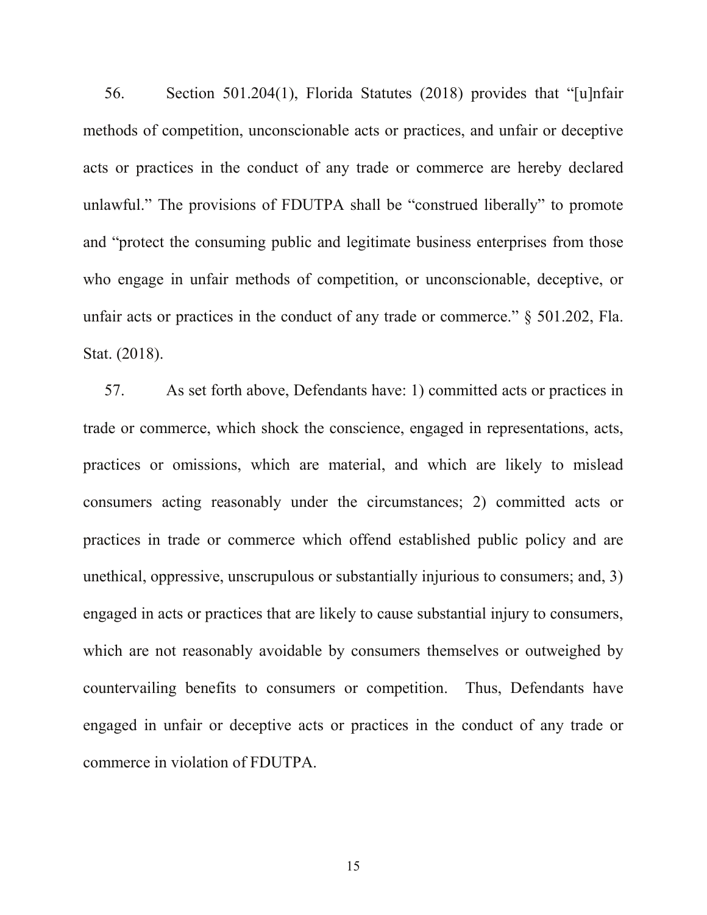56. Section 501.204(1), Florida Statutes (2018) provides that "[u]nfair methods of competition, unconscionable acts or practices, and unfair or deceptive acts or practices in the conduct of any trade or commerce are hereby declared unlawful." The provisions of FDUTPA shall be "construed liberally" to promote and "protect the consuming public and legitimate business enterprises from those who engage in unfair methods of competition, or unconscionable, deceptive, or unfair acts or practices in the conduct of any trade or commerce." § 501.202, Fla. Stat. (2018).

57. As set forth above, Defendants have: 1) committed acts or practices in trade or commerce, which shock the conscience, engaged in representations, acts, practices or omissions, which are material, and which are likely to mislead consumers acting reasonably under the circumstances; 2) committed acts or practices in trade or commerce which offend established public policy and are unethical, oppressive, unscrupulous or substantially injurious to consumers; and, 3) engaged in acts or practices that are likely to cause substantial injury to consumers, which are not reasonably avoidable by consumers themselves or outweighed by countervailing benefits to consumers or competition. Thus, Defendants have engaged in unfair or deceptive acts or practices in the conduct of any trade or commerce in violation of FDUTPA.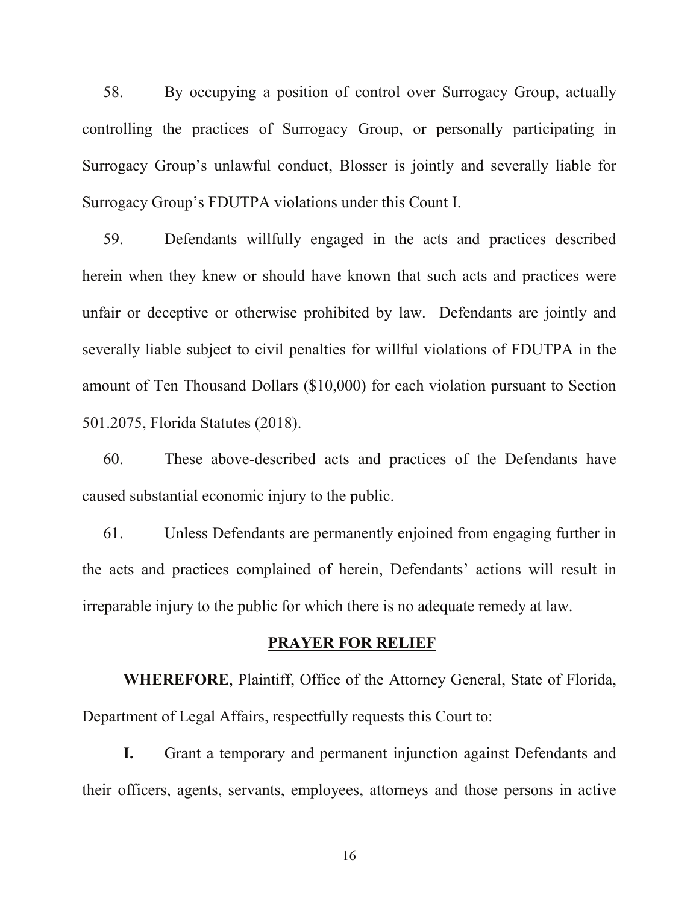58. By occupying a position of control over Surrogacy Group, actually controlling the practices of Surrogacy Group, or personally participating in Surrogacy Group's unlawful conduct, Blosser is jointly and severally liable for Surrogacy Group's FDUTPA violations under this Count I.

59. Defendants willfully engaged in the acts and practices described herein when they knew or should have known that such acts and practices were unfair or deceptive or otherwise prohibited by law. Defendants are jointly and severally liable subject to civil penalties for willful violations of FDUTPA in the amount of Ten Thousand Dollars ($10,000) for each violation pursuant to Section 501.2075, Florida Statutes (2018).

60. These above-described acts and practices of the Defendants have caused substantial economic injury to the public.

61. Unless Defendants are permanently enjoined from engaging further in the acts and practices complained of herein, Defendants' actions will result in irreparable injury to the public for which there is no adequate remedy at law.

## PRAYER FOR RELIEF

**WHEREFORE**, Plaintiff, Office of the Attorney General, State of Florida, Department of Legal Affairs, respectfully requests this Court to:

**I.** Grant a temporary and permanent injunction against Defendants and their officers, agents, servants, employees, attorneys and those persons in active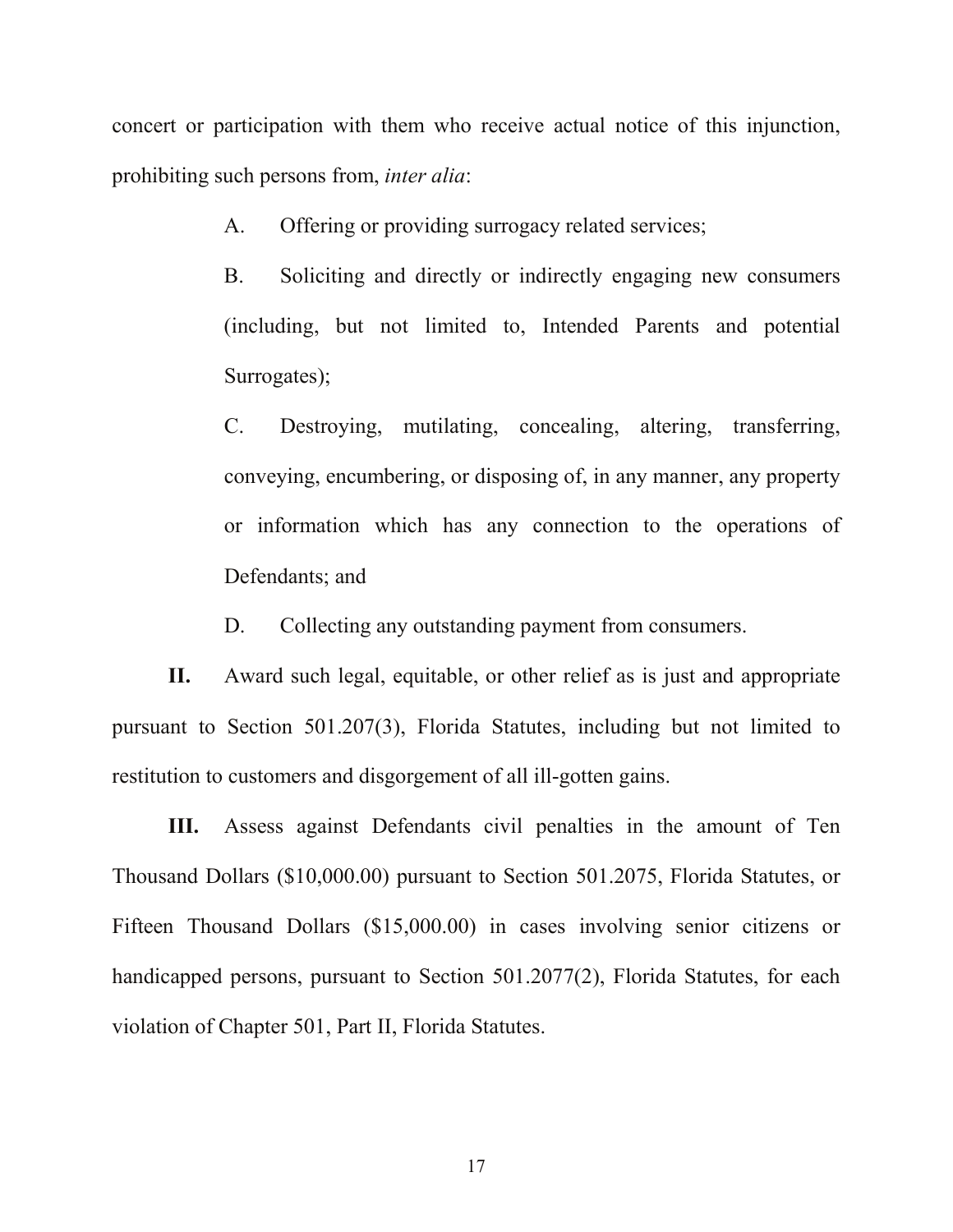concert or participation with them who receive actual notice of this injunction, prohibiting such persons from, *inter alia*:

A. Offering or providing surrogacy related services;

B. Soliciting and directly or indirectly engaging new consumers (including, but not limited to, Intended Parents and potential Surrogates);

C. Destroying, mutilating, concealing, altering, transferring, conveying, encumbering, or disposing of, in any manner, any property or information which has any connection to the operations of Defendants; and

D. Collecting any outstanding payment from consumers.

**II.** Award such legal, equitable, or other relief as is just and appropriate pursuant to Section 501.207(3), Florida Statutes, including but not limited to restitution to customers and disgorgement of all ill-gotten gains.

**III.** Assess against Defendants civil penalties in the amount of Ten Thousand Dollars ($10,000.00) pursuant to Section 501.2075, Florida Statutes, or Fifteen Thousand Dollars ($15,000.00) in cases involving senior citizens or handicapped persons, pursuant to Section 501.2077(2), Florida Statutes, for each violation of Chapter 501, Part II, Florida Statutes.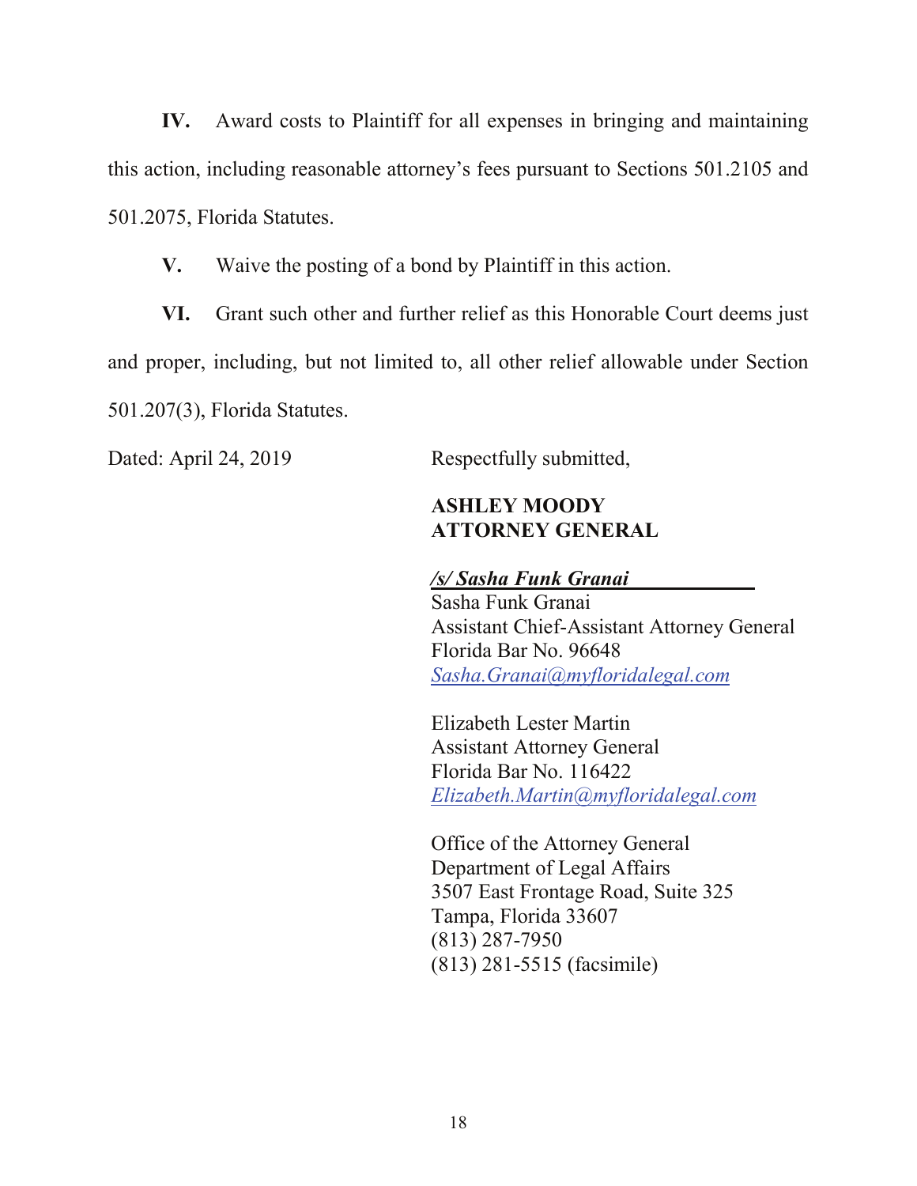**IV.** Award costs to Plaintiff for all expenses in bringing and maintaining this action, including reasonable attorney's fees pursuant to Sections 501.2105 and 501.2075, Florida Statutes.

**V.** Waive the posting of a bond by Plaintiff in this action.

**VI.** Grant such other and further relief as this Honorable Court deems just and proper, including, but not limited to, all other relief allowable under Section 501.207(3), Florida Statutes.

Dated: April 24, 2019

Respectfully submitted,

**ASHLEY MOODY**
**ATTORNEY GENERAL**

***/s/ Sasha Funk Granai***
Sasha Funk Granai
Assistant Chief-Assistant Attorney General
Florida Bar No. 96648
*Sasha.Granai@myfloridalegal.com*

Elizabeth Lester Martin
Assistant Attorney General
Florida Bar No. 116422
*Elizabeth.Martin@myfloridalegal.com*

Office of the Attorney General
Department of Legal Affairs
3507 East Frontage Road, Suite 325
Tampa, Florida 33607
(813) 287-7950
(813) 281-5515 (facsimile)